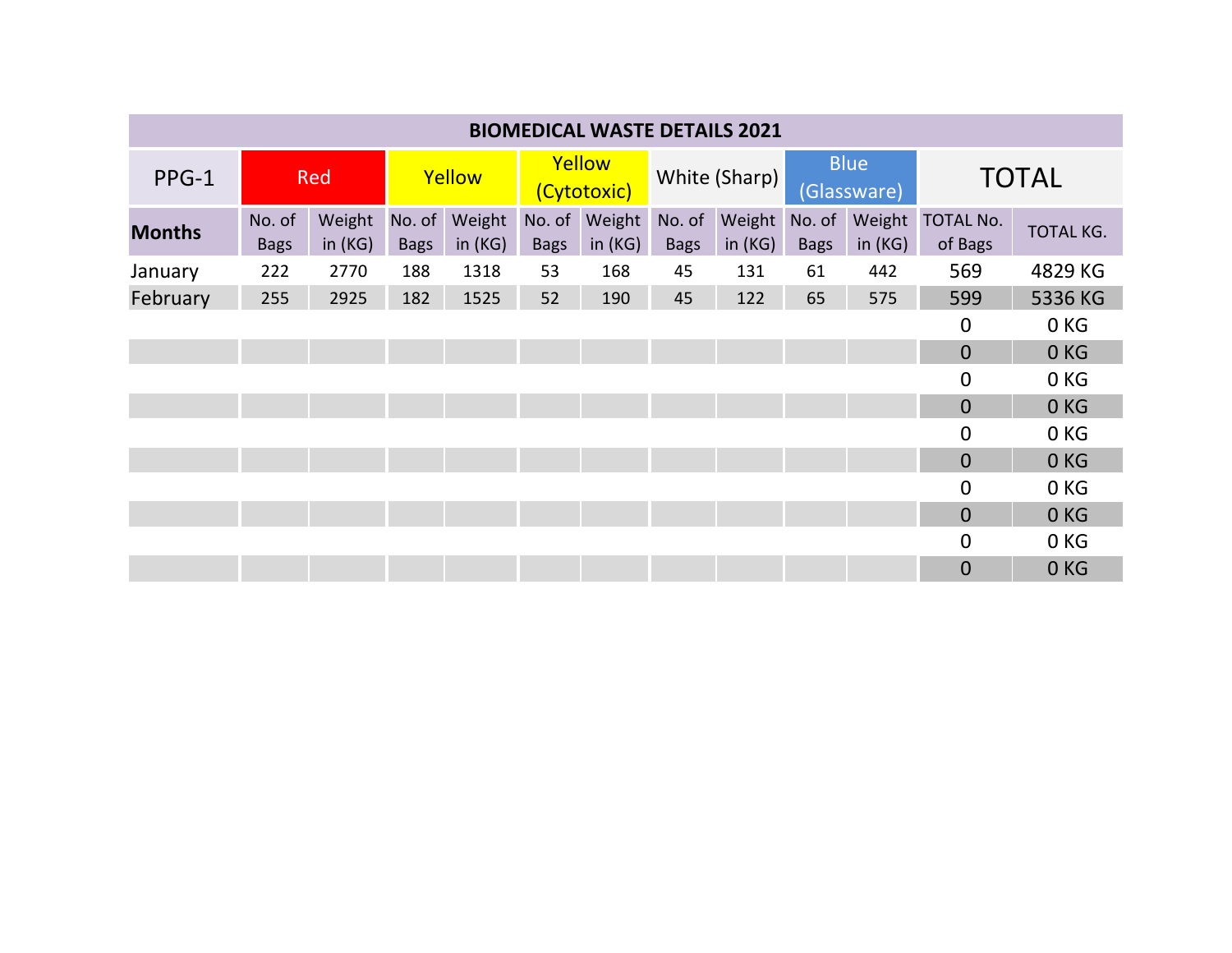| BIOMEDICAL WASTE DETAILS 2021 | | | | | | | | | | | | |
|---|---|---|---|---|---|---|---|---|---|---|---|---|
| PPG-1 | Red | | Yellow | | Yellow (Cytotoxic) | | White (Sharp) | | Blue (Glassware) | | TOTAL | |
| **Months** | No. of Bags | Weight in (KG) | No. of Bags | Weight in (KG) | No. of Bags | Weight in (KG) | No. of Bags | Weight in (KG) | No. of Bags | Weight in (KG) | TOTAL No. of Bags | TOTAL KG. |
| January | 222 | 2770 | 188 | 1318 | 53 | 168 | 45 | 131 | 61 | 442 | 569 | 4829 KG |
| February | 255 | 2925 | 182 | 1525 | 52 | 190 | 45 | 122 | 65 | 575 | 599 | 5336 KG |
| | | | | | | | | | | | 0 | 0 KG |
| | | | | | | | | | | | 0 | 0 KG |
| | | | | | | | | | | | 0 | 0 KG |
| | | | | | | | | | | | 0 | 0 KG |
| | | | | | | | | | | | 0 | 0 KG |
| | | | | | | | | | | | 0 | 0 KG |
| | | | | | | | | | | | 0 | 0 KG |
| | | | | | | | | | | | 0 | 0 KG |
| | | | | | | | | | | | 0 | 0 KG |
| | | | | | | | | | | | 0 | 0 KG |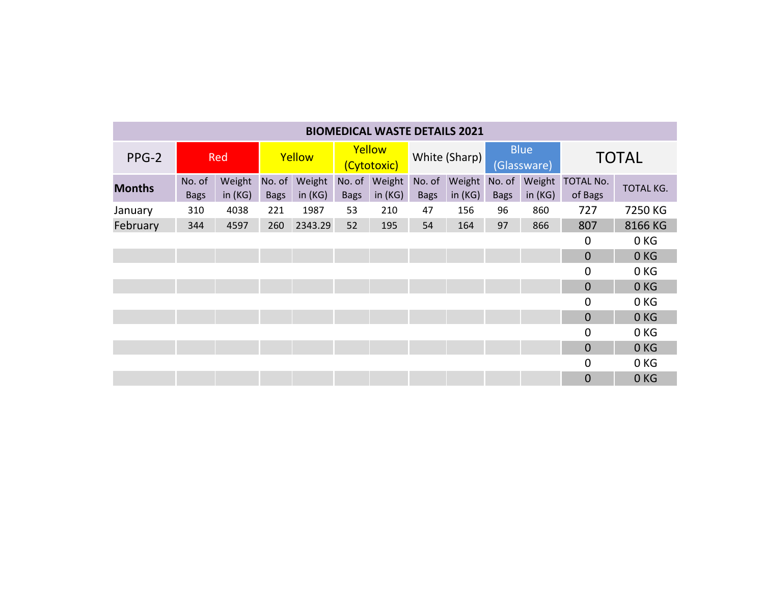| BIOMEDICAL WASTE DETAILS 2021 | | | | | | | | | | | | |
|---|---|---|---|---|---|---|---|---|---|---|---|---|
| PPG-2 | Red | | Yellow | | Yellow (Cytotoxic) | | White (Sharp) | | Blue (Glassware) | | TOTAL | |
| **Months** | No. of Bags | Weight in (KG) | No. of Bags | Weight in (KG) | No. of Bags | Weight in (KG) | No. of Bags | Weight in (KG) | No. of Bags | Weight in (KG) | TOTAL No. of Bags | TOTAL KG. |
| January | 310 | 4038 | 221 | 1987 | 53 | 210 | 47 | 156 | 96 | 860 | 727 | 7250 KG |
| February | 344 | 4597 | 260 | 2343.29 | 52 | 195 | 54 | 164 | 97 | 866 | 807 | 8166 KG |
| | | | | | | | | | | | 0 | 0 KG |
| | | | | | | | | | | | 0 | 0 KG |
| | | | | | | | | | | | 0 | 0 KG |
| | | | | | | | | | | | 0 | 0 KG |
| | | | | | | | | | | | 0 | 0 KG |
| | | | | | | | | | | | 0 | 0 KG |
| | | | | | | | | | | | 0 | 0 KG |
| | | | | | | | | | | | 0 | 0 KG |
| | | | | | | | | | | | 0 | 0 KG |
| | | | | | | | | | | | 0 | 0 KG |